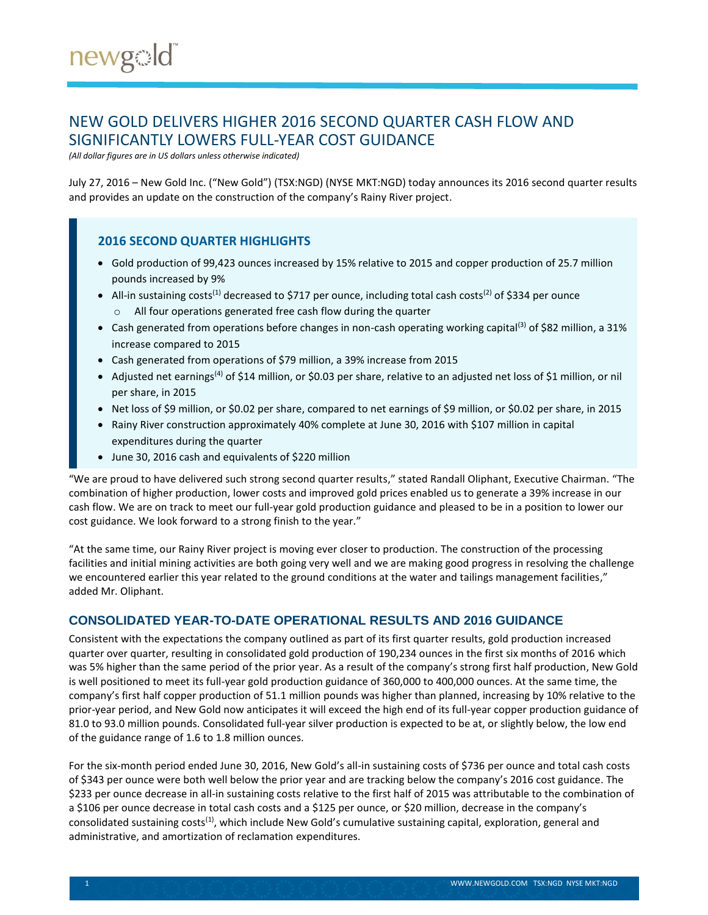# NEW GOLD DELIVERS HIGHER 2016 SECOND QUARTER CASH FLOW AND SIGNIFICANTLY LOWERS FULL-YEAR COST GUIDANCE

*(All dollar figures are in US dollars unless otherwise indicated)*

July 27, 2016 – New Gold Inc. ("New Gold") (TSX:NGD) (NYSE MKT:NGD) today announces its 2016 second quarter results and provides an update on the construction of the company's Rainy River project.

## 2016 SECOND QUARTER HIGHLIGHTS

- Gold production of 99,423 ounces increased by 15% relative to 2015 and copper production of 25.7 million pounds increased by 9%
- All-in sustaining costs[1] decreased to $717 per ounce, including total cash costs[2] of $334 per ounce
  - All four operations generated free cash flow during the quarter
- Cash generated from operations before changes in non-cash operating working capital[3] of $82 million, a 31% increase compared to 2015
- Cash generated from operations of $79 million, a 39% increase from 2015
- Adjusted net earnings[4] of $14 million, or $0.03 per share, relative to an adjusted net loss of $1 million, or nil per share, in 2015
- Net loss of $9 million, or $0.02 per share, compared to net earnings of $9 million, or $0.02 per share, in 2015
- Rainy River construction approximately 40% complete at June 30, 2016 with $107 million in capital expenditures during the quarter
- June 30, 2016 cash and equivalents of $220 million

"We are proud to have delivered such strong second quarter results," stated Randall Oliphant, Executive Chairman. "The combination of higher production, lower costs and improved gold prices enabled us to generate a 39% increase in our cash flow. We are on track to meet our full-year gold production guidance and pleased to be in a position to lower our cost guidance. We look forward to a strong finish to the year."

"At the same time, our Rainy River project is moving ever closer to production. The construction of the processing facilities and initial mining activities are both going very well and we are making good progress in resolving the challenge we encountered earlier this year related to the ground conditions at the water and tailings management facilities," added Mr. Oliphant.

## CONSOLIDATED YEAR-TO-DATE OPERATIONAL RESULTS AND 2016 GUIDANCE

Consistent with the expectations the company outlined as part of its first quarter results, gold production increased quarter over quarter, resulting in consolidated gold production of 190,234 ounces in the first six months of 2016 which was 5% higher than the same period of the prior year. As a result of the company's strong first half production, New Gold is well positioned to meet its full-year gold production guidance of 360,000 to 400,000 ounces. At the same time, the company's first half copper production of 51.1 million pounds was higher than planned, increasing by 10% relative to the prior-year period, and New Gold now anticipates it will exceed the high end of its full-year copper production guidance of 81.0 to 93.0 million pounds. Consolidated full-year silver production is expected to be at, or slightly below, the low end of the guidance range of 1.6 to 1.8 million ounces.

For the six-month period ended June 30, 2016, New Gold's all-in sustaining costs of $736 per ounce and total cash costs of $343 per ounce were both well below the prior year and are tracking below the company's 2016 cost guidance. The $233 per ounce decrease in all-in sustaining costs relative to the first half of 2015 was attributable to the combination of a $106 per ounce decrease in total cash costs and a $125 per ounce, or $20 million, decrease in the company's consolidated sustaining costs[1], which include New Gold's cumulative sustaining capital, exploration, general and administrative, and amortization of reclamation expenditures.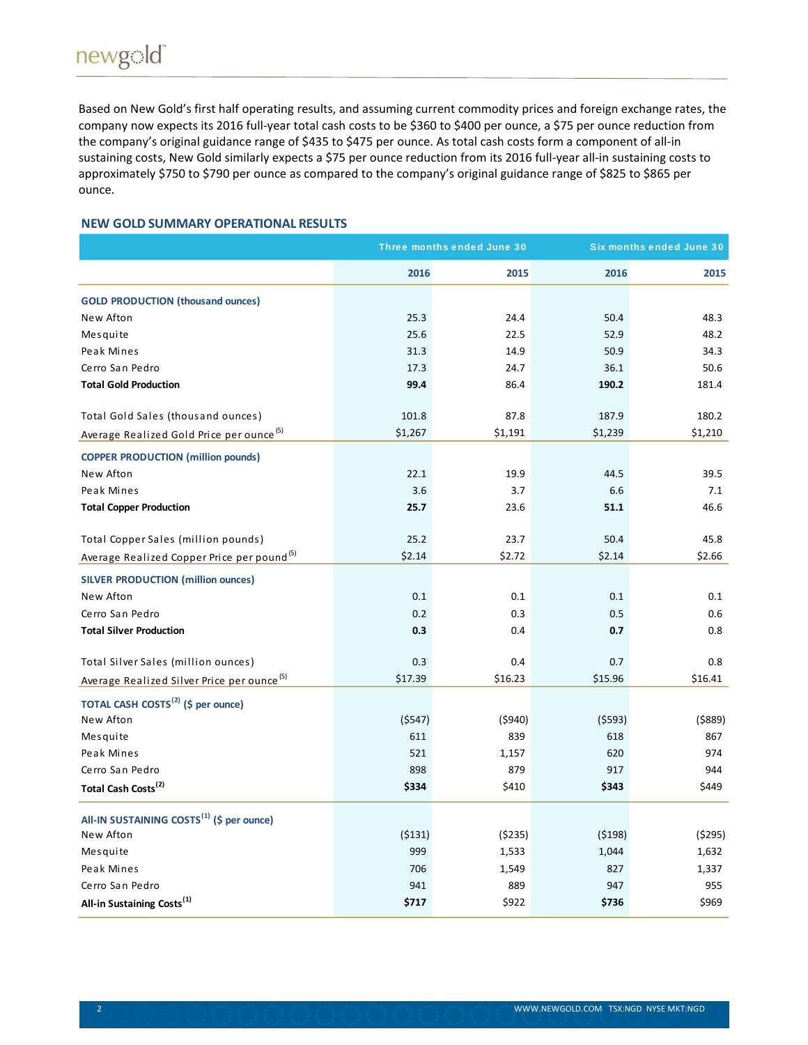Based on New Gold's first half operating results, and assuming current commodity prices and foreign exchange rates, the company now expects its 2016 full-year total cash costs to be $360 to $400 per ounce, a $75 per ounce reduction from the company's original guidance range of $435 to $475 per ounce. As total cash costs form a component of all-in sustaining costs, New Gold similarly expects a $75 per ounce reduction from its 2016 full-year all-in sustaining costs to approximately $750 to $790 per ounce as compared to the company's original guidance range of $825 to $865 per ounce.

## NEW GOLD SUMMARY OPERATIONAL RESULTS

| | Three months ended June 30 | | Six months ended June 30 | |
|---|---|---|---|---|
| | **2016** | **2015** | **2016** | **2015** |
| **GOLD PRODUCTION (thousand ounces)** | | | | |
| New Afton | 25.3 | 24.4 | 50.4 | 48.3 |
| Mesquite | 25.6 | 22.5 | 52.9 | 48.2 |
| Peak Mines | 31.3 | 14.9 | 50.9 | 34.3 |
| Cerro San Pedro | 17.3 | 24.7 | 36.1 | 50.6 |
| **Total Gold Production** | **99.4** | 86.4 | **190.2** | 181.4 |
| Total Gold Sales (thousand ounces) | 101.8 | 87.8 | 187.9 | 180.2 |
| Average Realized Gold Price per ounce [5] | $1,267 | $1,191 | $1,239 | $1,210 |
| **COPPER PRODUCTION (million pounds)** | | | | |
| New Afton | 22.1 | 19.9 | 44.5 | 39.5 |
| Peak Mines | 3.6 | 3.7 | 6.6 | 7.1 |
| **Total Copper Production** | **25.7** | 23.6 | **51.1** | 46.6 |
| Total Copper Sales (million pounds) | 25.2 | 23.7 | 50.4 | 45.8 |
| Average Realized Copper Price per pound [5] | $2.14 | $2.72 | $2.14 | $2.66 |
| **SILVER PRODUCTION (million ounces)** | | | | |
| New Afton | 0.1 | 0.1 | 0.1 | 0.1 |
| Cerro San Pedro | 0.2 | 0.3 | 0.5 | 0.6 |
| **Total Silver Production** | **0.3** | 0.4 | **0.7** | 0.8 |
| Total Silver Sales (million ounces) | 0.3 | 0.4 | 0.7 | 0.8 |
| Average Realized Silver Price per ounce [5] | $17.39 | $16.23 | $15.96 | $16.41 |
| **TOTAL CASH COSTS[2] ($ per ounce)** | | | | |
| New Afton | ($547) | ($940) | ($593) | ($889) |
| Mesquite | 611 | 839 | 618 | 867 |
| Peak Mines | 521 | 1,157 | 620 | 974 |
| Cerro San Pedro | 898 | 879 | 917 | 944 |
| **Total Cash Costs[2]** | **$334** | $410 | **$343** | $449 |
| **ALL-IN SUSTAINING COSTS[1] ($ per ounce)** | | | | |
| New Afton | ($131) | ($235) | ($198) | ($295) |
| Mesquite | 999 | 1,533 | 1,044 | 1,632 |
| Peak Mines | 706 | 1,549 | 827 | 1,337 |
| Cerro San Pedro | 941 | 889 | 947 | 955 |
| **All-in Sustaining Costs[1]** | **$717** | $922 | **$736** | $969 |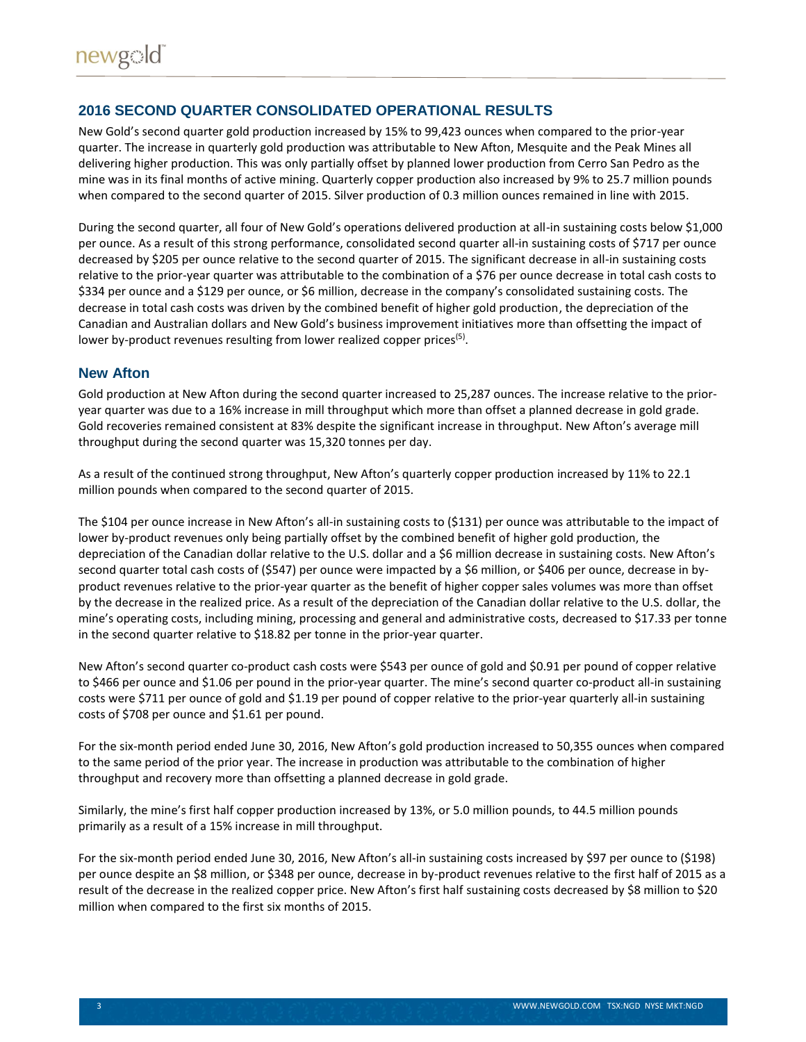## 2016 SECOND QUARTER CONSOLIDATED OPERATIONAL RESULTS

New Gold's second quarter gold production increased by 15% to 99,423 ounces when compared to the prior-year quarter. The increase in quarterly gold production was attributable to New Afton, Mesquite and the Peak Mines all delivering higher production. This was only partially offset by planned lower production from Cerro San Pedro as the mine was in its final months of active mining. Quarterly copper production also increased by 9% to 25.7 million pounds when compared to the second quarter of 2015. Silver production of 0.3 million ounces remained in line with 2015.

During the second quarter, all four of New Gold's operations delivered production at all-in sustaining costs below $1,000 per ounce. As a result of this strong performance, consolidated second quarter all-in sustaining costs of $717 per ounce decreased by $205 per ounce relative to the second quarter of 2015. The significant decrease in all-in sustaining costs relative to the prior-year quarter was attributable to the combination of a $76 per ounce decrease in total cash costs to $334 per ounce and a $129 per ounce, or $6 million, decrease in the company's consolidated sustaining costs. The decrease in total cash costs was driven by the combined benefit of higher gold production, the depreciation of the Canadian and Australian dollars and New Gold's business improvement initiatives more than offsetting the impact of lower by-product revenues resulting from lower realized copper prices[5].

### New Afton

Gold production at New Afton during the second quarter increased to 25,287 ounces. The increase relative to the prior-year quarter was due to a 16% increase in mill throughput which more than offset a planned decrease in gold grade. Gold recoveries remained consistent at 83% despite the significant increase in throughput. New Afton's average mill throughput during the second quarter was 15,320 tonnes per day.

As a result of the continued strong throughput, New Afton's quarterly copper production increased by 11% to 22.1 million pounds when compared to the second quarter of 2015.

The $104 per ounce increase in New Afton's all-in sustaining costs to ($131) per ounce was attributable to the impact of lower by-product revenues only being partially offset by the combined benefit of higher gold production, the depreciation of the Canadian dollar relative to the U.S. dollar and a $6 million decrease in sustaining costs. New Afton's second quarter total cash costs of ($547) per ounce were impacted by a $6 million, or $406 per ounce, decrease in by-product revenues relative to the prior-year quarter as the benefit of higher copper sales volumes was more than offset by the decrease in the realized price. As a result of the depreciation of the Canadian dollar relative to the U.S. dollar, the mine's operating costs, including mining, processing and general and administrative costs, decreased to $17.33 per tonne in the second quarter relative to $18.82 per tonne in the prior-year quarter.

New Afton's second quarter co-product cash costs were $543 per ounce of gold and $0.91 per pound of copper relative to $466 per ounce and $1.06 per pound in the prior-year quarter. The mine's second quarter co-product all-in sustaining costs were $711 per ounce of gold and $1.19 per pound of copper relative to the prior-year quarterly all-in sustaining costs of $708 per ounce and $1.61 per pound.

For the six-month period ended June 30, 2016, New Afton's gold production increased to 50,355 ounces when compared to the same period of the prior year. The increase in production was attributable to the combination of higher throughput and recovery more than offsetting a planned decrease in gold grade.

Similarly, the mine's first half copper production increased by 13%, or 5.0 million pounds, to 44.5 million pounds primarily as a result of a 15% increase in mill throughput.

For the six-month period ended June 30, 2016, New Afton's all-in sustaining costs increased by $97 per ounce to ($198) per ounce despite an $8 million, or $348 per ounce, decrease in by-product revenues relative to the first half of 2015 as a result of the decrease in the realized copper price. New Afton's first half sustaining costs decreased by $8 million to $20 million when compared to the first six months of 2015.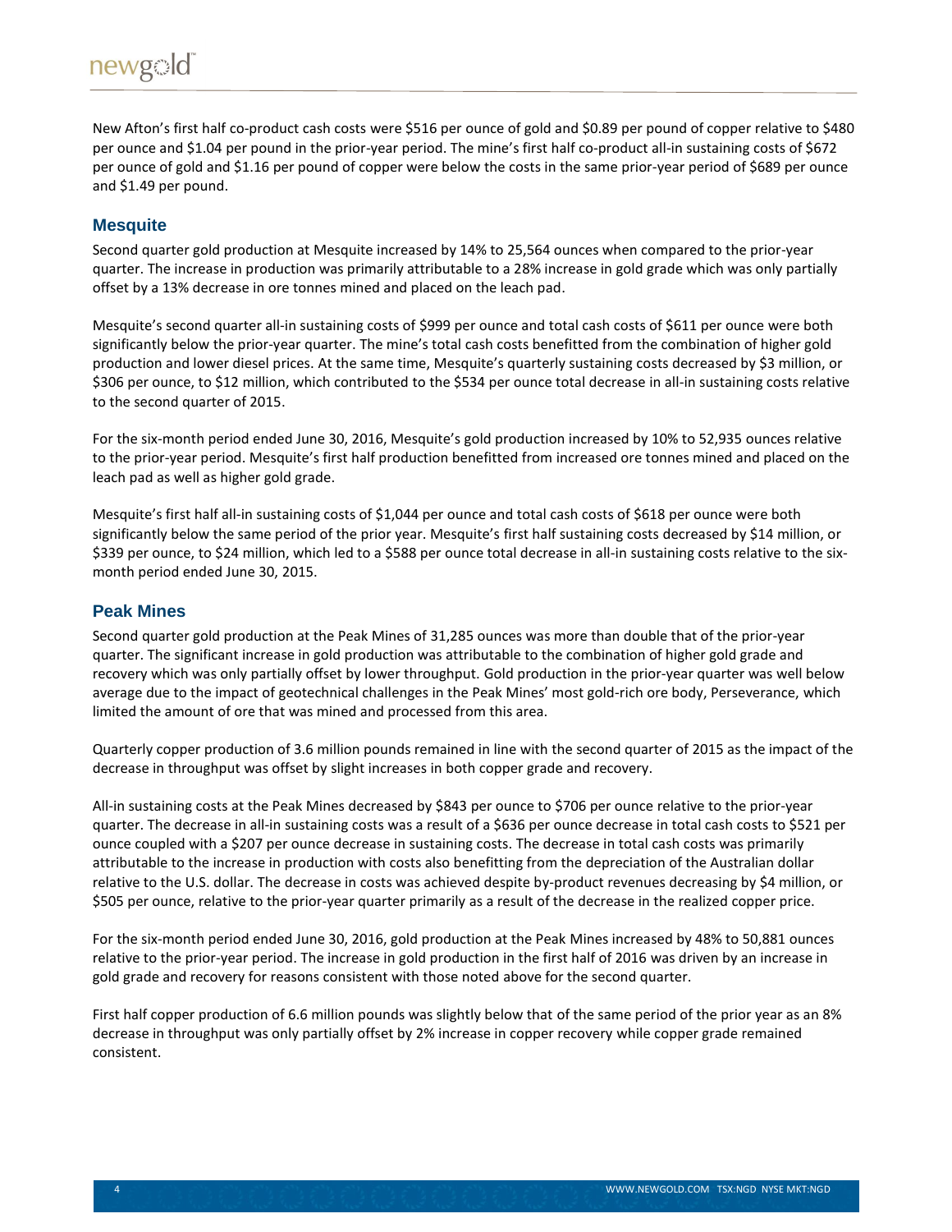New Afton's first half co-product cash costs were $516 per ounce of gold and $0.89 per pound of copper relative to $480 per ounce and $1.04 per pound in the prior-year period. The mine's first half co-product all-in sustaining costs of $672 per ounce of gold and $1.16 per pound of copper were below the costs in the same prior-year period of $689 per ounce and $1.49 per pound.

## Mesquite

Second quarter gold production at Mesquite increased by 14% to 25,564 ounces when compared to the prior-year quarter. The increase in production was primarily attributable to a 28% increase in gold grade which was only partially offset by a 13% decrease in ore tonnes mined and placed on the leach pad.

Mesquite's second quarter all-in sustaining costs of $999 per ounce and total cash costs of $611 per ounce were both significantly below the prior-year quarter. The mine's total cash costs benefitted from the combination of higher gold production and lower diesel prices. At the same time, Mesquite's quarterly sustaining costs decreased by $3 million, or $306 per ounce, to $12 million, which contributed to the $534 per ounce total decrease in all-in sustaining costs relative to the second quarter of 2015.

For the six-month period ended June 30, 2016, Mesquite's gold production increased by 10% to 52,935 ounces relative to the prior-year period. Mesquite's first half production benefitted from increased ore tonnes mined and placed on the leach pad as well as higher gold grade.

Mesquite's first half all-in sustaining costs of $1,044 per ounce and total cash costs of $618 per ounce were both significantly below the same period of the prior year. Mesquite's first half sustaining costs decreased by $14 million, or $339 per ounce, to $24 million, which led to a $588 per ounce total decrease in all-in sustaining costs relative to the six-month period ended June 30, 2015.

## Peak Mines

Second quarter gold production at the Peak Mines of 31,285 ounces was more than double that of the prior-year quarter. The significant increase in gold production was attributable to the combination of higher gold grade and recovery which was only partially offset by lower throughput. Gold production in the prior-year quarter was well below average due to the impact of geotechnical challenges in the Peak Mines' most gold-rich ore body, Perseverance, which limited the amount of ore that was mined and processed from this area.

Quarterly copper production of 3.6 million pounds remained in line with the second quarter of 2015 as the impact of the decrease in throughput was offset by slight increases in both copper grade and recovery.

All-in sustaining costs at the Peak Mines decreased by $843 per ounce to $706 per ounce relative to the prior-year quarter. The decrease in all-in sustaining costs was a result of a $636 per ounce decrease in total cash costs to $521 per ounce coupled with a $207 per ounce decrease in sustaining costs. The decrease in total cash costs was primarily attributable to the increase in production with costs also benefitting from the depreciation of the Australian dollar relative to the U.S. dollar. The decrease in costs was achieved despite by-product revenues decreasing by $4 million, or $505 per ounce, relative to the prior-year quarter primarily as a result of the decrease in the realized copper price.

For the six-month period ended June 30, 2016, gold production at the Peak Mines increased by 48% to 50,881 ounces relative to the prior-year period. The increase in gold production in the first half of 2016 was driven by an increase in gold grade and recovery for reasons consistent with those noted above for the second quarter.

First half copper production of 6.6 million pounds was slightly below that of the same period of the prior year as an 8% decrease in throughput was only partially offset by 2% increase in copper recovery while copper grade remained consistent.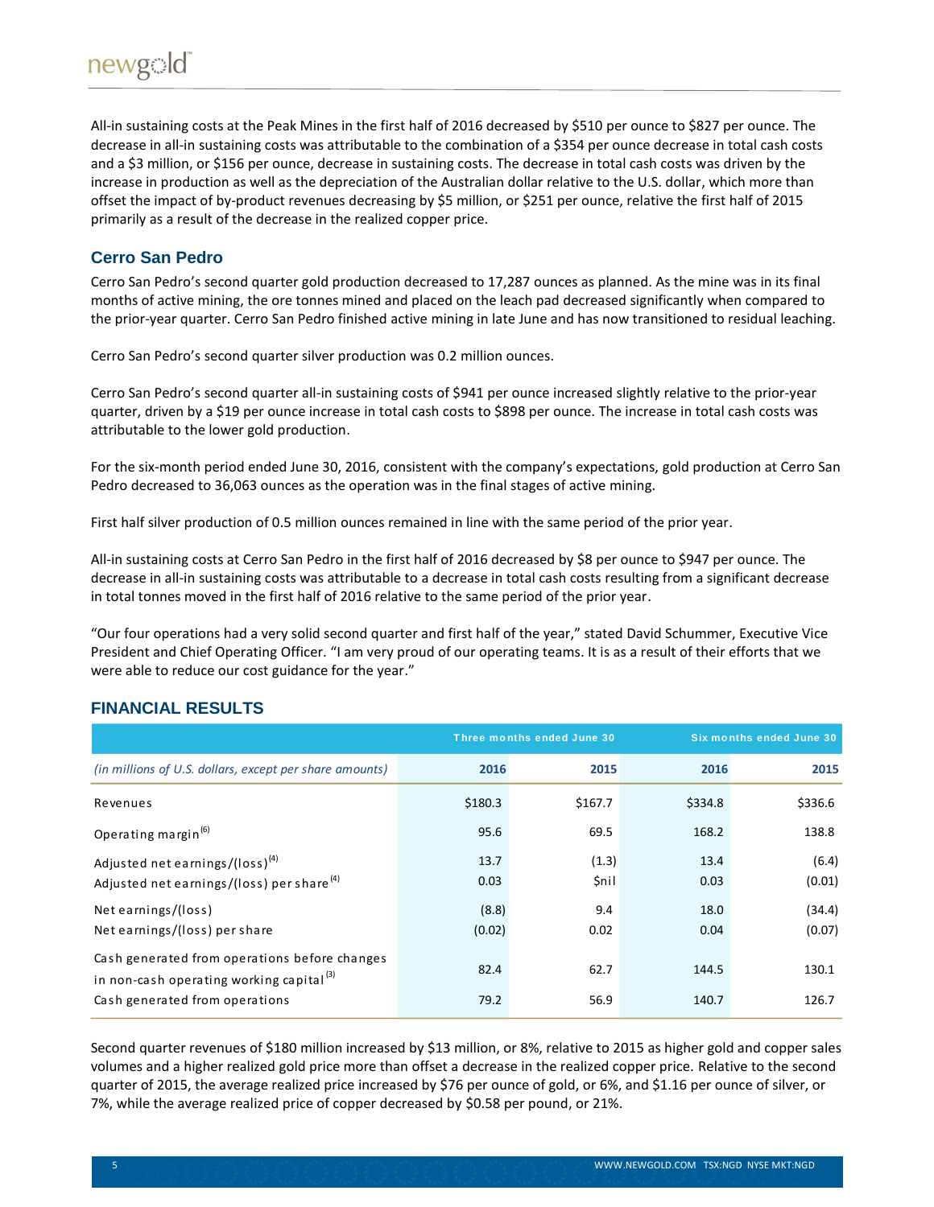All-in sustaining costs at the Peak Mines in the first half of 2016 decreased by $510 per ounce to $827 per ounce. The decrease in all-in sustaining costs was attributable to the combination of a $354 per ounce decrease in total cash costs and a $3 million, or $156 per ounce, decrease in sustaining costs. The decrease in total cash costs was driven by the increase in production as well as the depreciation of the Australian dollar relative to the U.S. dollar, which more than offset the impact of by-product revenues decreasing by $5 million, or $251 per ounce, relative the first half of 2015 primarily as a result of the decrease in the realized copper price.

## Cerro San Pedro

Cerro San Pedro's second quarter gold production decreased to 17,287 ounces as planned. As the mine was in its final months of active mining, the ore tonnes mined and placed on the leach pad decreased significantly when compared to the prior-year quarter. Cerro San Pedro finished active mining in late June and has now transitioned to residual leaching.

Cerro San Pedro's second quarter silver production was 0.2 million ounces.

Cerro San Pedro's second quarter all-in sustaining costs of $941 per ounce increased slightly relative to the prior-year quarter, driven by a $19 per ounce increase in total cash costs to $898 per ounce. The increase in total cash costs was attributable to the lower gold production.

For the six-month period ended June 30, 2016, consistent with the company's expectations, gold production at Cerro San Pedro decreased to 36,063 ounces as the operation was in the final stages of active mining.

First half silver production of 0.5 million ounces remained in line with the same period of the prior year.

All-in sustaining costs at Cerro San Pedro in the first half of 2016 decreased by $8 per ounce to $947 per ounce. The decrease in all-in sustaining costs was attributable to a decrease in total cash costs resulting from a significant decrease in total tonnes moved in the first half of 2016 relative to the same period of the prior year.

"Our four operations had a very solid second quarter and first half of the year," stated David Schummer, Executive Vice President and Chief Operating Officer. "I am very proud of our operating teams. It is as a result of their efforts that we were able to reduce our cost guidance for the year."

## FINANCIAL RESULTS

| | Three months ended June 30 | | Six months ended June 30 | |
|---|---|---|---|---|
| *(in millions of U.S. dollars, except per share amounts)* | 2016 | 2015 | 2016 | 2015 |
| Revenues | $180.3 | $167.7 | $334.8 | $336.6 |
| Operating margin[6] | 95.6 | 69.5 | 168.2 | 138.8 |
| Adjusted net earnings/(loss)[4] | 13.7 | (1.3) | 13.4 | (6.4) |
| Adjusted net earnings/(loss) per share[4] | 0.03 | $nil | 0.03 | (0.01) |
| Net earnings/(loss) | (8.8) | 9.4 | 18.0 | (34.4) |
| Net earnings/(loss) per share | (0.02) | 0.02 | 0.04 | (0.07) |
| Cash generated from operations before changes in non-cash operating working capital[3] | 82.4 | 62.7 | 144.5 | 130.1 |
| Cash generated from operations | 79.2 | 56.9 | 140.7 | 126.7 |

Second quarter revenues of $180 million increased by $13 million, or 8%, relative to 2015 as higher gold and copper sales volumes and a higher realized gold price more than offset a decrease in the realized copper price. Relative to the second quarter of 2015, the average realized price increased by $76 per ounce of gold, or 6%, and $1.16 per ounce of silver, or 7%, while the average realized price of copper decreased by $0.58 per pound, or 21%.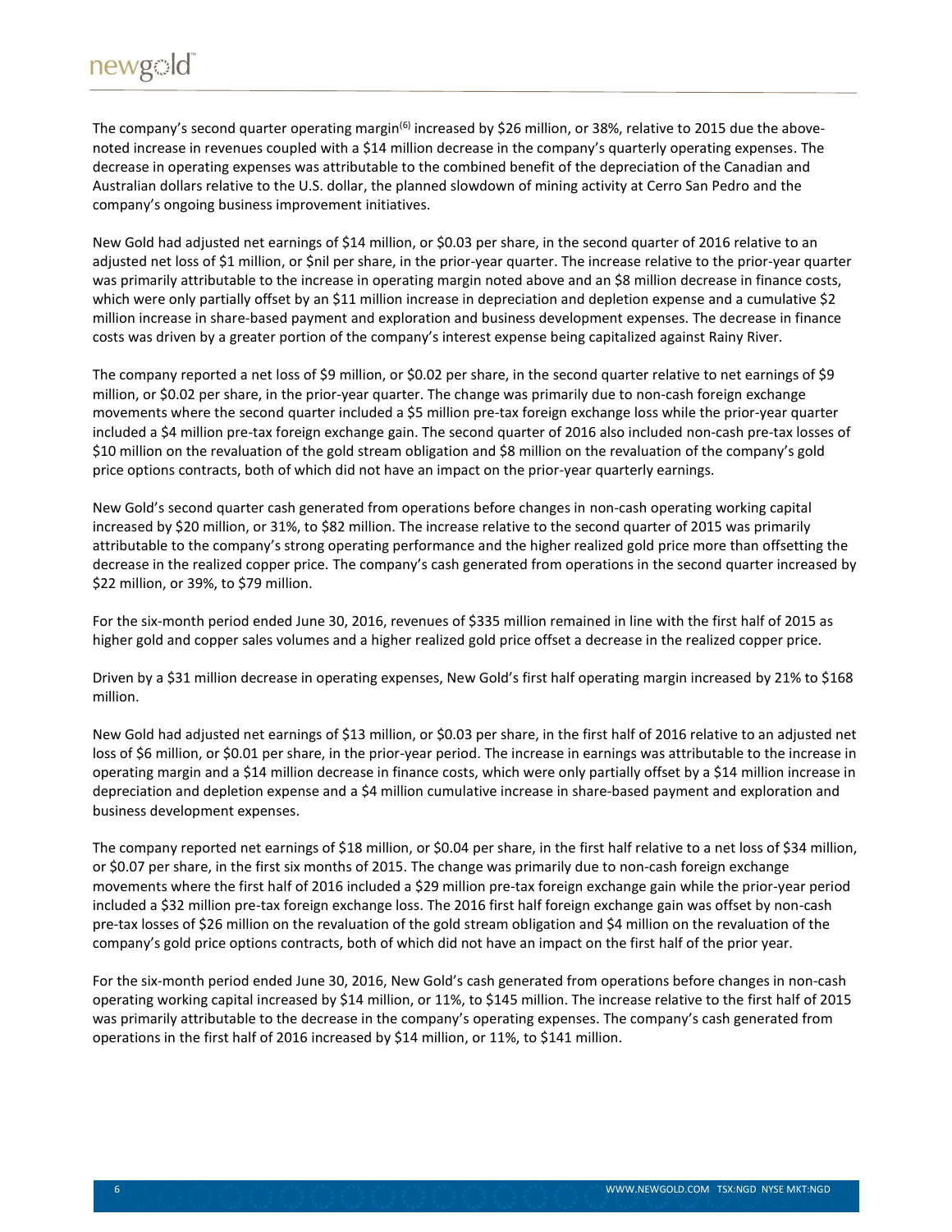The company's second quarter operating margin[6] increased by $26 million, or 38%, relative to 2015 due the above-noted increase in revenues coupled with a $14 million decrease in the company's quarterly operating expenses. The decrease in operating expenses was attributable to the combined benefit of the depreciation of the Canadian and Australian dollars relative to the U.S. dollar, the planned slowdown of mining activity at Cerro San Pedro and the company's ongoing business improvement initiatives.

New Gold had adjusted net earnings of $14 million, or $0.03 per share, in the second quarter of 2016 relative to an adjusted net loss of $1 million, or $nil per share, in the prior-year quarter. The increase relative to the prior-year quarter was primarily attributable to the increase in operating margin noted above and an $8 million decrease in finance costs, which were only partially offset by an $11 million increase in depreciation and depletion expense and a cumulative $2 million increase in share-based payment and exploration and business development expenses. The decrease in finance costs was driven by a greater portion of the company's interest expense being capitalized against Rainy River.

The company reported a net loss of $9 million, or $0.02 per share, in the second quarter relative to net earnings of $9 million, or $0.02 per share, in the prior-year quarter. The change was primarily due to non-cash foreign exchange movements where the second quarter included a $5 million pre-tax foreign exchange loss while the prior-year quarter included a $4 million pre-tax foreign exchange gain. The second quarter of 2016 also included non-cash pre-tax losses of $10 million on the revaluation of the gold stream obligation and $8 million on the revaluation of the company's gold price options contracts, both of which did not have an impact on the prior-year quarterly earnings.

New Gold's second quarter cash generated from operations before changes in non-cash operating working capital increased by $20 million, or 31%, to $82 million. The increase relative to the second quarter of 2015 was primarily attributable to the company's strong operating performance and the higher realized gold price more than offsetting the decrease in the realized copper price. The company's cash generated from operations in the second quarter increased by $22 million, or 39%, to $79 million.

For the six-month period ended June 30, 2016, revenues of $335 million remained in line with the first half of 2015 as higher gold and copper sales volumes and a higher realized gold price offset a decrease in the realized copper price.

Driven by a $31 million decrease in operating expenses, New Gold's first half operating margin increased by 21% to $168 million.

New Gold had adjusted net earnings of $13 million, or $0.03 per share, in the first half of 2016 relative to an adjusted net loss of $6 million, or $0.01 per share, in the prior-year period. The increase in earnings was attributable to the increase in operating margin and a $14 million decrease in finance costs, which were only partially offset by a $14 million increase in depreciation and depletion expense and a $4 million cumulative increase in share-based payment and exploration and business development expenses.

The company reported net earnings of $18 million, or $0.04 per share, in the first half relative to a net loss of $34 million, or $0.07 per share, in the first six months of 2015. The change was primarily due to non-cash foreign exchange movements where the first half of 2016 included a $29 million pre-tax foreign exchange gain while the prior-year period included a $32 million pre-tax foreign exchange loss. The 2016 first half foreign exchange gain was offset by non-cash pre-tax losses of $26 million on the revaluation of the gold stream obligation and $4 million on the revaluation of the company's gold price options contracts, both of which did not have an impact on the first half of the prior year.

For the six-month period ended June 30, 2016, New Gold's cash generated from operations before changes in non-cash operating working capital increased by $14 million, or 11%, to $145 million. The increase relative to the first half of 2015 was primarily attributable to the decrease in the company's operating expenses. The company's cash generated from operations in the first half of 2016 increased by $14 million, or 11%, to $141 million.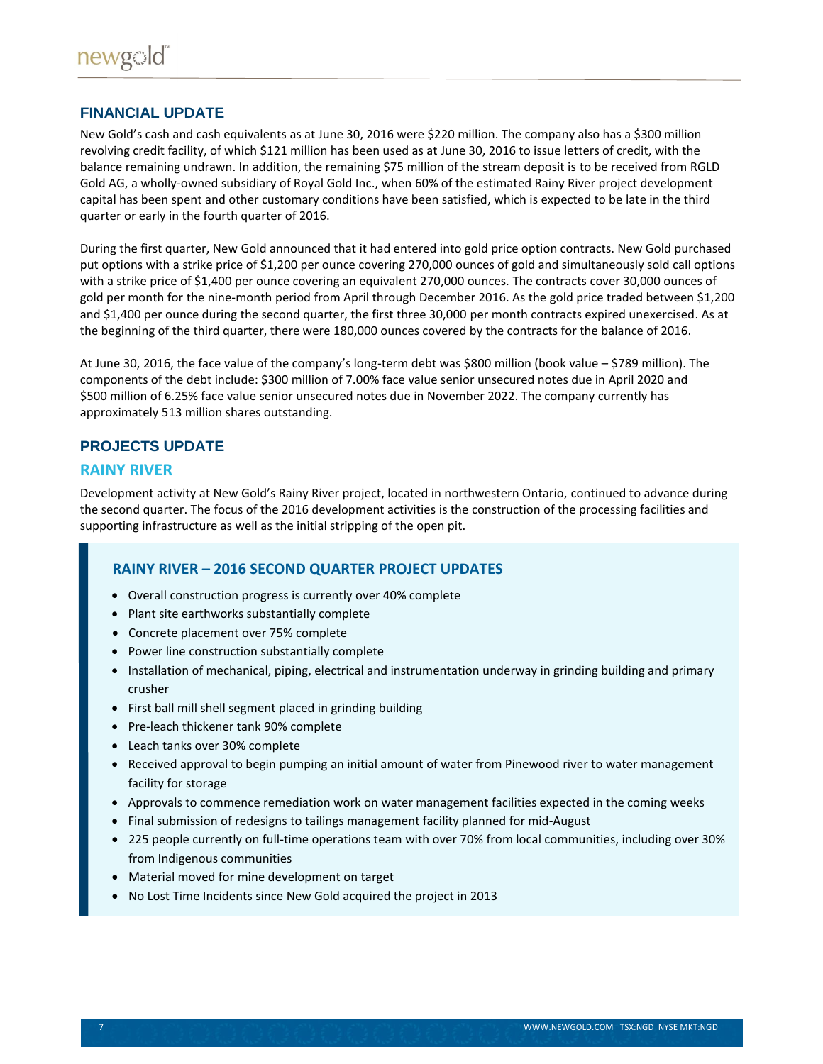## FINANCIAL UPDATE

New Gold's cash and cash equivalents as at June 30, 2016 were $220 million. The company also has a $300 million revolving credit facility, of which $121 million has been used as at June 30, 2016 to issue letters of credit, with the balance remaining undrawn. In addition, the remaining $75 million of the stream deposit is to be received from RGLD Gold AG, a wholly-owned subsidiary of Royal Gold Inc., when 60% of the estimated Rainy River project development capital has been spent and other customary conditions have been satisfied, which is expected to be late in the third quarter or early in the fourth quarter of 2016.

During the first quarter, New Gold announced that it had entered into gold price option contracts. New Gold purchased put options with a strike price of $1,200 per ounce covering 270,000 ounces of gold and simultaneously sold call options with a strike price of $1,400 per ounce covering an equivalent 270,000 ounces. The contracts cover 30,000 ounces of gold per month for the nine-month period from April through December 2016. As the gold price traded between $1,200 and $1,400 per ounce during the second quarter, the first three 30,000 per month contracts expired unexercised. As at the beginning of the third quarter, there were 180,000 ounces covered by the contracts for the balance of 2016.

At June 30, 2016, the face value of the company's long-term debt was $800 million (book value – $789 million). The components of the debt include: $300 million of 7.00% face value senior unsecured notes due in April 2020 and $500 million of 6.25% face value senior unsecured notes due in November 2022. The company currently has approximately 513 million shares outstanding.

## PROJECTS UPDATE

### RAINY RIVER

Development activity at New Gold's Rainy River project, located in northwestern Ontario, continued to advance during the second quarter. The focus of the 2016 development activities is the construction of the processing facilities and supporting infrastructure as well as the initial stripping of the open pit.

#### RAINY RIVER – 2016 SECOND QUARTER PROJECT UPDATES

- Overall construction progress is currently over 40% complete
- Plant site earthworks substantially complete
- Concrete placement over 75% complete
- Power line construction substantially complete
- Installation of mechanical, piping, electrical and instrumentation underway in grinding building and primary crusher
- First ball mill shell segment placed in grinding building
- Pre-leach thickener tank 90% complete
- Leach tanks over 30% complete
- Received approval to begin pumping an initial amount of water from Pinewood river to water management facility for storage
- Approvals to commence remediation work on water management facilities expected in the coming weeks
- Final submission of redesigns to tailings management facility planned for mid-August
- 225 people currently on full-time operations team with over 70% from local communities, including over 30% from Indigenous communities
- Material moved for mine development on target
- No Lost Time Incidents since New Gold acquired the project in 2013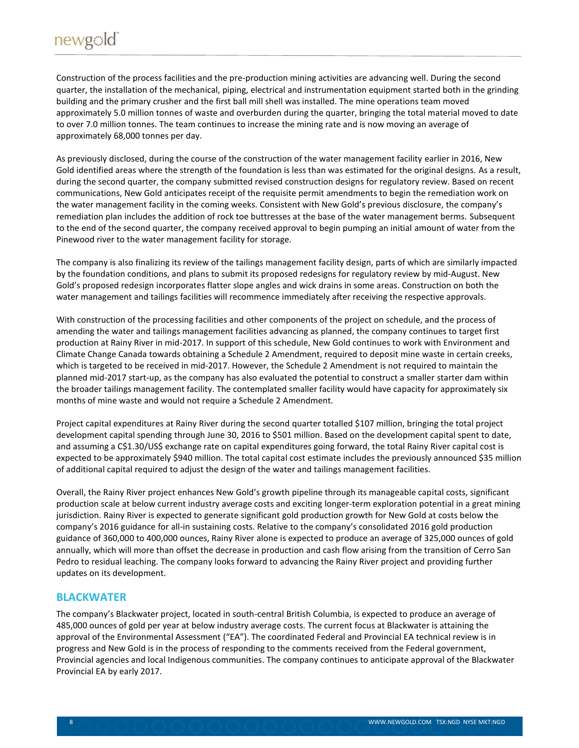Construction of the process facilities and the pre-production mining activities are advancing well. During the second quarter, the installation of the mechanical, piping, electrical and instrumentation equipment started both in the grinding building and the primary crusher and the first ball mill shell was installed. The mine operations team moved approximately 5.0 million tonnes of waste and overburden during the quarter, bringing the total material moved to date to over 7.0 million tonnes. The team continues to increase the mining rate and is now moving an average of approximately 68,000 tonnes per day.

As previously disclosed, during the course of the construction of the water management facility earlier in 2016, New Gold identified areas where the strength of the foundation is less than was estimated for the original designs. As a result, during the second quarter, the company submitted revised construction designs for regulatory review. Based on recent communications, New Gold anticipates receipt of the requisite permit amendments to begin the remediation work on the water management facility in the coming weeks. Consistent with New Gold's previous disclosure, the company's remediation plan includes the addition of rock toe buttresses at the base of the water management berms. Subsequent to the end of the second quarter, the company received approval to begin pumping an initial amount of water from the Pinewood river to the water management facility for storage.

The company is also finalizing its review of the tailings management facility design, parts of which are similarly impacted by the foundation conditions, and plans to submit its proposed redesigns for regulatory review by mid-August. New Gold's proposed redesign incorporates flatter slope angles and wick drains in some areas. Construction on both the water management and tailings facilities will recommence immediately after receiving the respective approvals.

With construction of the processing facilities and other components of the project on schedule, and the process of amending the water and tailings management facilities advancing as planned, the company continues to target first production at Rainy River in mid-2017. In support of this schedule, New Gold continues to work with Environment and Climate Change Canada towards obtaining a Schedule 2 Amendment, required to deposit mine waste in certain creeks, which is targeted to be received in mid-2017. However, the Schedule 2 Amendment is not required to maintain the planned mid-2017 start-up, as the company has also evaluated the potential to construct a smaller starter dam within the broader tailings management facility. The contemplated smaller facility would have capacity for approximately six months of mine waste and would not require a Schedule 2 Amendment.

Project capital expenditures at Rainy River during the second quarter totalled $107 million, bringing the total project development capital spending through June 30, 2016 to $501 million. Based on the development capital spent to date, and assuming a C$1.30/US$ exchange rate on capital expenditures going forward, the total Rainy River capital cost is expected to be approximately $940 million. The total capital cost estimate includes the previously announced $35 million of additional capital required to adjust the design of the water and tailings management facilities.

Overall, the Rainy River project enhances New Gold's growth pipeline through its manageable capital costs, significant production scale at below current industry average costs and exciting longer-term exploration potential in a great mining jurisdiction. Rainy River is expected to generate significant gold production growth for New Gold at costs below the company's 2016 guidance for all-in sustaining costs. Relative to the company's consolidated 2016 gold production guidance of 360,000 to 400,000 ounces, Rainy River alone is expected to produce an average of 325,000 ounces of gold annually, which will more than offset the decrease in production and cash flow arising from the transition of Cerro San Pedro to residual leaching. The company looks forward to advancing the Rainy River project and providing further updates on its development.

## BLACKWATER

The company's Blackwater project, located in south-central British Columbia, is expected to produce an average of 485,000 ounces of gold per year at below industry average costs. The current focus at Blackwater is attaining the approval of the Environmental Assessment ("EA"). The coordinated Federal and Provincial EA technical review is in progress and New Gold is in the process of responding to the comments received from the Federal government, Provincial agencies and local Indigenous communities. The company continues to anticipate approval of the Blackwater Provincial EA by early 2017.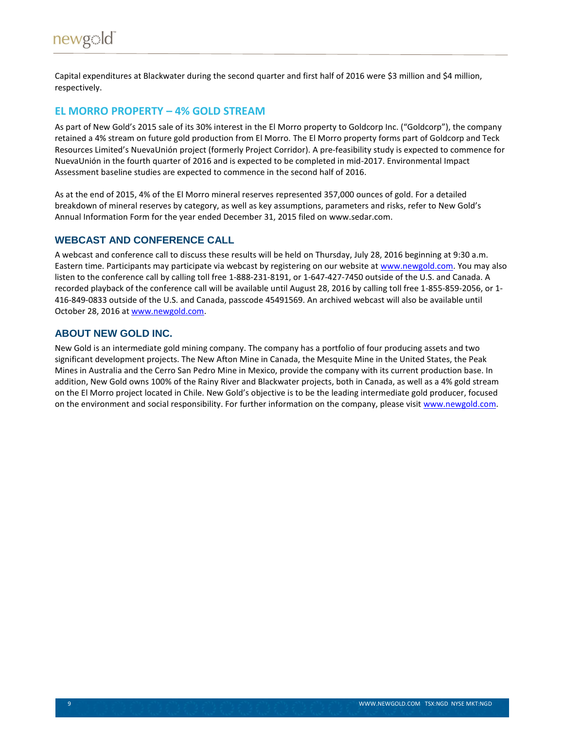Capital expenditures at Blackwater during the second quarter and first half of 2016 were $3 million and $4 million, respectively.

## EL MORRO PROPERTY – 4% GOLD STREAM

As part of New Gold's 2015 sale of its 30% interest in the El Morro property to Goldcorp Inc. ("Goldcorp"), the company retained a 4% stream on future gold production from El Morro. The El Morro property forms part of Goldcorp and Teck Resources Limited's NuevaUnión project (formerly Project Corridor). A pre-feasibility study is expected to commence for NuevaUnión in the fourth quarter of 2016 and is expected to be completed in mid-2017. Environmental Impact Assessment baseline studies are expected to commence in the second half of 2016.

As at the end of 2015, 4% of the El Morro mineral reserves represented 357,000 ounces of gold. For a detailed breakdown of mineral reserves by category, as well as key assumptions, parameters and risks, refer to New Gold's Annual Information Form for the year ended December 31, 2015 filed on www.sedar.com.

## WEBCAST AND CONFERENCE CALL

A webcast and conference call to discuss these results will be held on Thursday, July 28, 2016 beginning at 9:30 a.m. Eastern time. Participants may participate via webcast by registering on our website at www.newgold.com. You may also listen to the conference call by calling toll free 1-888-231-8191, or 1-647-427-7450 outside of the U.S. and Canada. A recorded playback of the conference call will be available until August 28, 2016 by calling toll free 1-855-859-2056, or 1-416-849-0833 outside of the U.S. and Canada, passcode 45491569. An archived webcast will also be available until October 28, 2016 at www.newgold.com.

## ABOUT NEW GOLD INC.

New Gold is an intermediate gold mining company. The company has a portfolio of four producing assets and two significant development projects. The New Afton Mine in Canada, the Mesquite Mine in the United States, the Peak Mines in Australia and the Cerro San Pedro Mine in Mexico, provide the company with its current production base. In addition, New Gold owns 100% of the Rainy River and Blackwater projects, both in Canada, as well as a 4% gold stream on the El Morro project located in Chile. New Gold's objective is to be the leading intermediate gold producer, focused on the environment and social responsibility. For further information on the company, please visit www.newgold.com.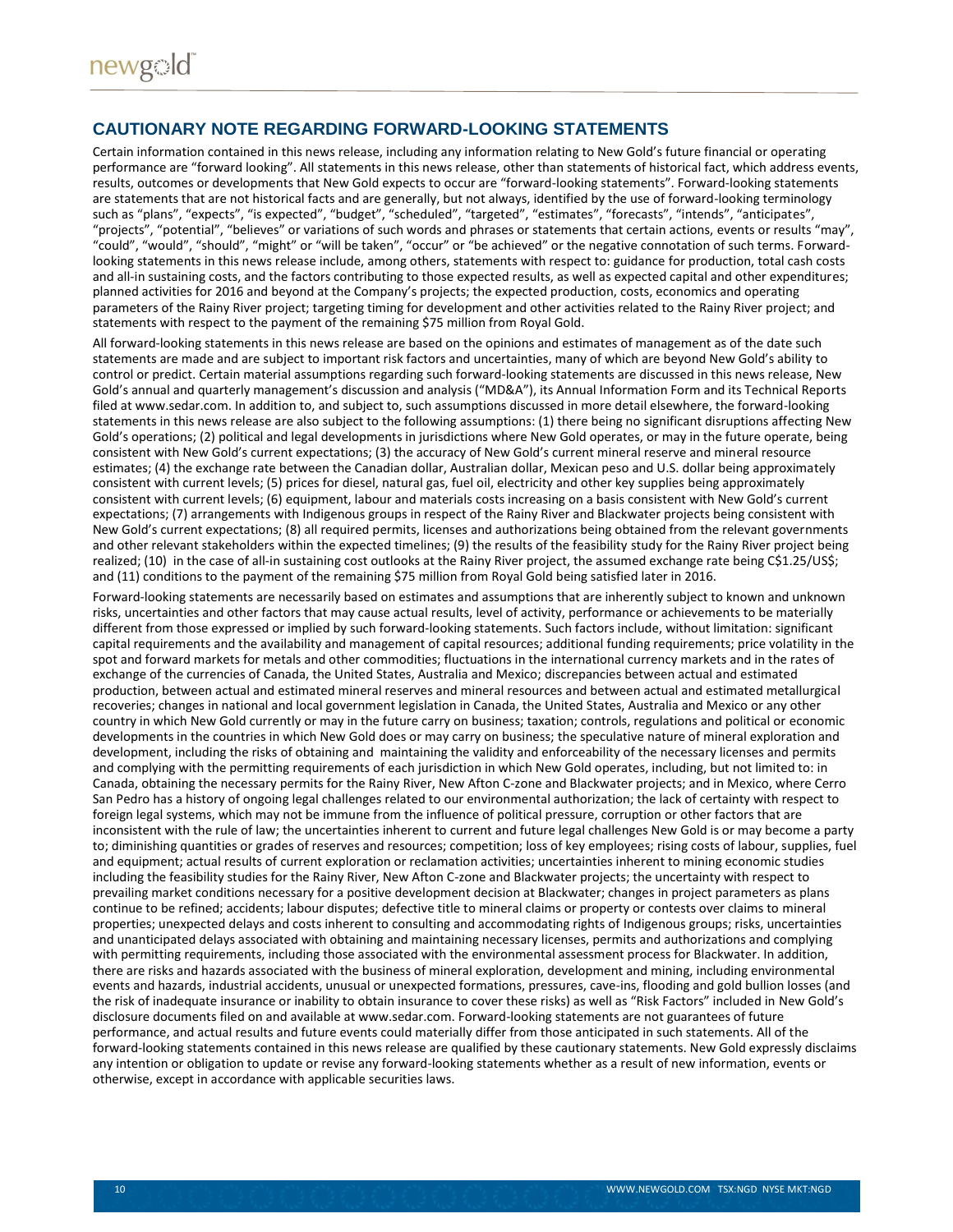## CAUTIONARY NOTE REGARDING FORWARD-LOOKING STATEMENTS

Certain information contained in this news release, including any information relating to New Gold's future financial or operating performance are "forward looking". All statements in this news release, other than statements of historical fact, which address events, results, outcomes or developments that New Gold expects to occur are "forward-looking statements". Forward-looking statements are statements that are not historical facts and are generally, but not always, identified by the use of forward-looking terminology such as "plans", "expects", "is expected", "budget", "scheduled", "targeted", "estimates", "forecasts", "intends", "anticipates", "projects", "potential", "believes" or variations of such words and phrases or statements that certain actions, events or results "may", "could", "would", "should", "might" or "will be taken", "occur" or "be achieved" or the negative connotation of such terms. Forward-looking statements in this news release include, among others, statements with respect to: guidance for production, total cash costs and all-in sustaining costs, and the factors contributing to those expected results, as well as expected capital and other expenditures; planned activities for 2016 and beyond at the Company's projects; the expected production, costs, economics and operating parameters of the Rainy River project; targeting timing for development and other activities related to the Rainy River project; and statements with respect to the payment of the remaining $75 million from Royal Gold.

All forward-looking statements in this news release are based on the opinions and estimates of management as of the date such statements are made and are subject to important risk factors and uncertainties, many of which are beyond New Gold's ability to control or predict. Certain material assumptions regarding such forward-looking statements are discussed in this news release, New Gold's annual and quarterly management's discussion and analysis ("MD&A"), its Annual Information Form and its Technical Reports filed at www.sedar.com. In addition to, and subject to, such assumptions discussed in more detail elsewhere, the forward-looking statements in this news release are also subject to the following assumptions: (1) there being no significant disruptions affecting New Gold's operations; (2) political and legal developments in jurisdictions where New Gold operates, or may in the future operate, being consistent with New Gold's current expectations; (3) the accuracy of New Gold's current mineral reserve and mineral resource estimates; (4) the exchange rate between the Canadian dollar, Australian dollar, Mexican peso and U.S. dollar being approximately consistent with current levels; (5) prices for diesel, natural gas, fuel oil, electricity and other key supplies being approximately consistent with current levels; (6) equipment, labour and materials costs increasing on a basis consistent with New Gold's current expectations; (7) arrangements with Indigenous groups in respect of the Rainy River and Blackwater projects being consistent with New Gold's current expectations; (8) all required permits, licenses and authorizations being obtained from the relevant governments and other relevant stakeholders within the expected timelines; (9) the results of the feasibility study for the Rainy River project being realized; (10) in the case of all-in sustaining cost outlooks at the Rainy River project, the assumed exchange rate being C$1.25/US$; and (11) conditions to the payment of the remaining $75 million from Royal Gold being satisfied later in 2016.

Forward-looking statements are necessarily based on estimates and assumptions that are inherently subject to known and unknown risks, uncertainties and other factors that may cause actual results, level of activity, performance or achievements to be materially different from those expressed or implied by such forward-looking statements. Such factors include, without limitation: significant capital requirements and the availability and management of capital resources; additional funding requirements; price volatility in the spot and forward markets for metals and other commodities; fluctuations in the international currency markets and in the rates of exchange of the currencies of Canada, the United States, Australia and Mexico; discrepancies between actual and estimated production, between actual and estimated mineral reserves and mineral resources and between actual and estimated metallurgical recoveries; changes in national and local government legislation in Canada, the United States, Australia and Mexico or any other country in which New Gold currently or may in the future carry on business; taxation; controls, regulations and political or economic developments in the countries in which New Gold does or may carry on business; the speculative nature of mineral exploration and development, including the risks of obtaining and maintaining the validity and enforceability of the necessary licenses and permits and complying with the permitting requirements of each jurisdiction in which New Gold operates, including, but not limited to: in Canada, obtaining the necessary permits for the Rainy River, New Afton C-zone and Blackwater projects; and in Mexico, where Cerro San Pedro has a history of ongoing legal challenges related to our environmental authorization; the lack of certainty with respect to foreign legal systems, which may not be immune from the influence of political pressure, corruption or other factors that are inconsistent with the rule of law; the uncertainties inherent to current and future legal challenges New Gold is or may become a party to; diminishing quantities or grades of reserves and resources; competition; loss of key employees; rising costs of labour, supplies, fuel and equipment; actual results of current exploration or reclamation activities; uncertainties inherent to mining economic studies including the feasibility studies for the Rainy River, New Afton C-zone and Blackwater projects; the uncertainty with respect to prevailing market conditions necessary for a positive development decision at Blackwater; changes in project parameters as plans continue to be refined; accidents; labour disputes; defective title to mineral claims or property or contests over claims to mineral properties; unexpected delays and costs inherent to consulting and accommodating rights of Indigenous groups; risks, uncertainties and unanticipated delays associated with obtaining and maintaining necessary licenses, permits and authorizations and complying with permitting requirements, including those associated with the environmental assessment process for Blackwater. In addition, there are risks and hazards associated with the business of mineral exploration, development and mining, including environmental events and hazards, industrial accidents, unusual or unexpected formations, pressures, cave-ins, flooding and gold bullion losses (and the risk of inadequate insurance or inability to obtain insurance to cover these risks) as well as "Risk Factors" included in New Gold's disclosure documents filed on and available at www.sedar.com. Forward-looking statements are not guarantees of future performance, and actual results and future events could materially differ from those anticipated in such statements. All of the forward-looking statements contained in this news release are qualified by these cautionary statements. New Gold expressly disclaims any intention or obligation to update or revise any forward-looking statements whether as a result of new information, events or otherwise, except in accordance with applicable securities laws.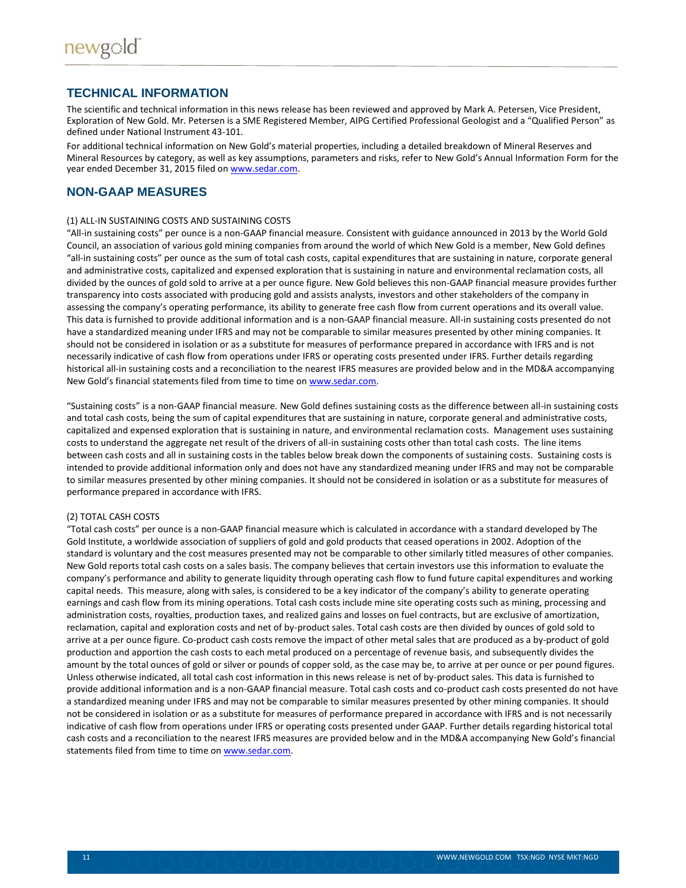## TECHNICAL INFORMATION

The scientific and technical information in this news release has been reviewed and approved by Mark A. Petersen, Vice President, Exploration of New Gold. Mr. Petersen is a SME Registered Member, AIPG Certified Professional Geologist and a "Qualified Person" as defined under National Instrument 43-101.

For additional technical information on New Gold's material properties, including a detailed breakdown of Mineral Reserves and Mineral Resources by category, as well as key assumptions, parameters and risks, refer to New Gold's Annual Information Form for the year ended December 31, 2015 filed on www.sedar.com.

## NON-GAAP MEASURES

(1) ALL-IN SUSTAINING COSTS AND SUSTAINING COSTS

"All-in sustaining costs" per ounce is a non-GAAP financial measure. Consistent with guidance announced in 2013 by the World Gold Council, an association of various gold mining companies from around the world of which New Gold is a member, New Gold defines "all-in sustaining costs" per ounce as the sum of total cash costs, capital expenditures that are sustaining in nature, corporate general and administrative costs, capitalized and expensed exploration that is sustaining in nature and environmental reclamation costs, all divided by the ounces of gold sold to arrive at a per ounce figure. New Gold believes this non-GAAP financial measure provides further transparency into costs associated with producing gold and assists analysts, investors and other stakeholders of the company in assessing the company's operating performance, its ability to generate free cash flow from current operations and its overall value. This data is furnished to provide additional information and is a non-GAAP financial measure. All-in sustaining costs presented do not have a standardized meaning under IFRS and may not be comparable to similar measures presented by other mining companies. It should not be considered in isolation or as a substitute for measures of performance prepared in accordance with IFRS and is not necessarily indicative of cash flow from operations under IFRS or operating costs presented under IFRS. Further details regarding historical all-in sustaining costs and a reconciliation to the nearest IFRS measures are provided below and in the MD&A accompanying New Gold's financial statements filed from time to time on www.sedar.com.

"Sustaining costs" is a non-GAAP financial measure. New Gold defines sustaining costs as the difference between all-in sustaining costs and total cash costs, being the sum of capital expenditures that are sustaining in nature, corporate general and administrative costs, capitalized and expensed exploration that is sustaining in nature, and environmental reclamation costs. Management uses sustaining costs to understand the aggregate net result of the drivers of all-in sustaining costs other than total cash costs. The line items between cash costs and all in sustaining costs in the tables below break down the components of sustaining costs. Sustaining costs is intended to provide additional information only and does not have any standardized meaning under IFRS and may not be comparable to similar measures presented by other mining companies. It should not be considered in isolation or as a substitute for measures of performance prepared in accordance with IFRS.

(2) TOTAL CASH COSTS

"Total cash costs" per ounce is a non-GAAP financial measure which is calculated in accordance with a standard developed by The Gold Institute, a worldwide association of suppliers of gold and gold products that ceased operations in 2002. Adoption of the standard is voluntary and the cost measures presented may not be comparable to other similarly titled measures of other companies. New Gold reports total cash costs on a sales basis. The company believes that certain investors use this information to evaluate the company's performance and ability to generate liquidity through operating cash flow to fund future capital expenditures and working capital needs. This measure, along with sales, is considered to be a key indicator of the company's ability to generate operating earnings and cash flow from its mining operations. Total cash costs include mine site operating costs such as mining, processing and administration costs, royalties, production taxes, and realized gains and losses on fuel contracts, but are exclusive of amortization, reclamation, capital and exploration costs and net of by-product sales. Total cash costs are then divided by ounces of gold sold to arrive at a per ounce figure. Co-product cash costs remove the impact of other metal sales that are produced as a by-product of gold production and apportion the cash costs to each metal produced on a percentage of revenue basis, and subsequently divides the amount by the total ounces of gold or silver or pounds of copper sold, as the case may be, to arrive at per ounce or per pound figures. Unless otherwise indicated, all total cash cost information in this news release is net of by-product sales. This data is furnished to provide additional information and is a non-GAAP financial measure. Total cash costs and co-product cash costs presented do not have a standardized meaning under IFRS and may not be comparable to similar measures presented by other mining companies. It should not be considered in isolation or as a substitute for measures of performance prepared in accordance with IFRS and is not necessarily indicative of cash flow from operations under IFRS or operating costs presented under GAAP. Further details regarding historical total cash costs and a reconciliation to the nearest IFRS measures are provided below and in the MD&A accompanying New Gold's financial statements filed from time to time on www.sedar.com.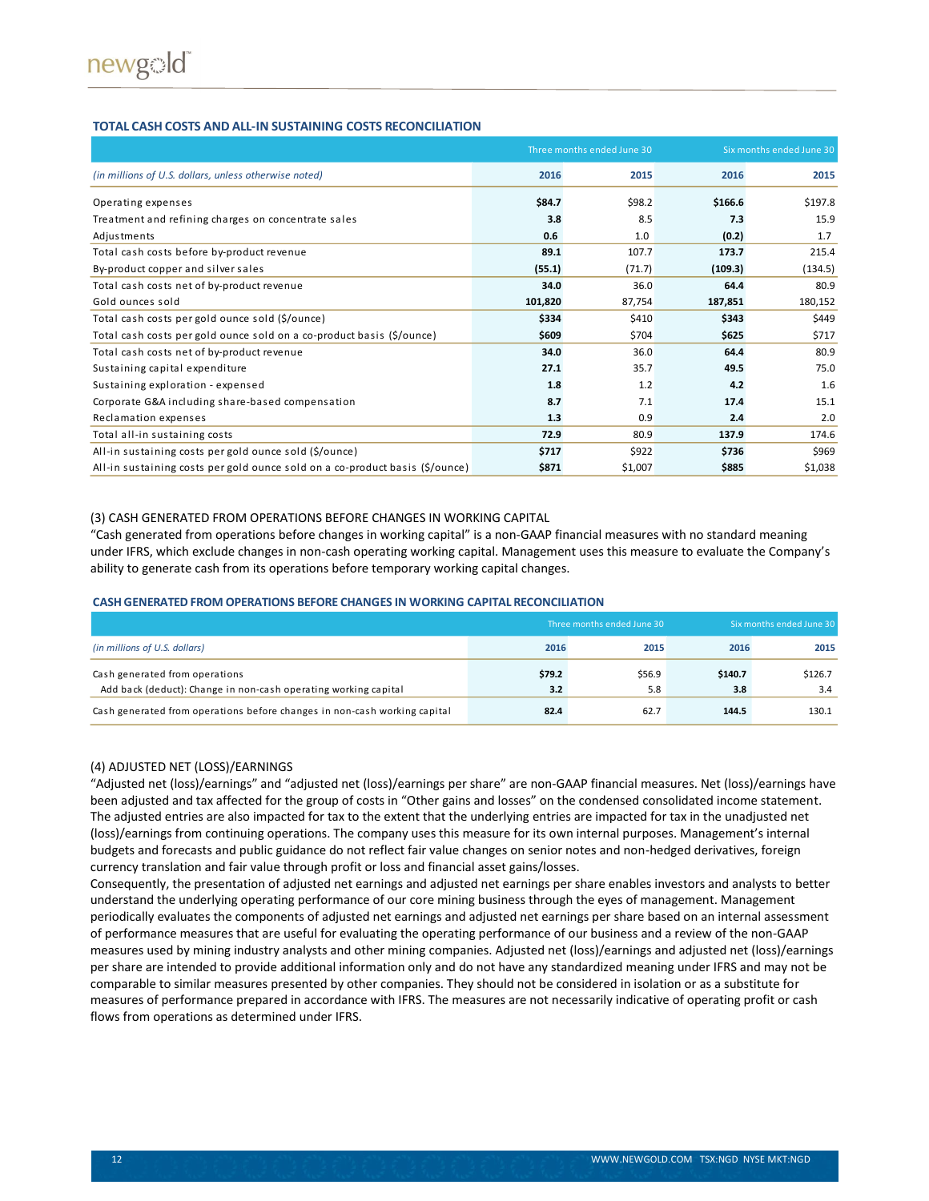### TOTAL CASH COSTS AND ALL-IN SUSTAINING COSTS RECONCILIATION

| | Three months ended June 30 | | Six months ended June 30 | |
|---|---|---|---|---|
| *(in millions of U.S. dollars, unless otherwise noted)* | **2016** | 2015 | **2016** | 2015 |
| Operating expenses | **$84.7** | $98.2 | **$166.6** | $197.8 |
| Treatment and refining charges on concentrate sales | **3.8** | 8.5 | **7.3** | 15.9 |
| Adjustments | **0.6** | 1.0 | **(0.2)** | 1.7 |
| Total cash costs before by-product revenue | **89.1** | 107.7 | **173.7** | 215.4 |
| By-product copper and silver sales | **(55.1)** | (71.7) | **(109.3)** | (134.5) |
| Total cash costs net of by-product revenue | **34.0** | 36.0 | **64.4** | 80.9 |
| Gold ounces sold | **101,820** | 87,754 | **187,851** | 180,152 |
| Total cash costs per gold ounce sold ($/ounce) | **$334** | $410 | **$343** | $449 |
| Total cash costs per gold ounce sold on a co-product basis ($/ounce) | **$609** | $704 | **$625** | $717 |
| Total cash costs net of by-product revenue | **34.0** | 36.0 | **64.4** | 80.9 |
| Sustaining capital expenditure | **27.1** | 35.7 | **49.5** | 75.0 |
| Sustaining exploration - expensed | **1.8** | 1.2 | **4.2** | 1.6 |
| Corporate G&A including share-based compensation | **8.7** | 7.1 | **17.4** | 15.1 |
| Reclamation expenses | **1.3** | 0.9 | **2.4** | 2.0 |
| Total all-in sustaining costs | **72.9** | 80.9 | **137.9** | 174.6 |
| All-in sustaining costs per gold ounce sold ($/ounce) | **$717** | $922 | **$736** | $969 |
| All-in sustaining costs per gold ounce sold on a co-product basis ($/ounce) | **$871** | $1,007 | **$885** | $1,038 |

(3) CASH GENERATED FROM OPERATIONS BEFORE CHANGES IN WORKING CAPITAL

"Cash generated from operations before changes in working capital" is a non-GAAP financial measures with no standard meaning under IFRS, which exclude changes in non-cash operating working capital. Management uses this measure to evaluate the Company's ability to generate cash from its operations before temporary working capital changes.

### CASH GENERATED FROM OPERATIONS BEFORE CHANGES IN WORKING CAPITAL RECONCILIATION

| | Three months ended June 30 | | Six months ended June 30 | |
|---|---|---|---|---|
| *(in millions of U.S. dollars)* | **2016** | 2015 | **2016** | 2015 |
| Cash generated from operations | **$79.2** | $56.9 | **$140.7** | $126.7 |
| Add back (deduct): Change in non-cash operating working capital | **3.2** | 5.8 | **3.8** | 3.4 |
| Cash generated from operations before changes in non-cash working capital | **82.4** | 62.7 | **144.5** | 130.1 |

(4) ADJUSTED NET (LOSS)/EARNINGS

"Adjusted net (loss)/earnings" and "adjusted net (loss)/earnings per share" are non-GAAP financial measures. Net (loss)/earnings have been adjusted and tax affected for the group of costs in "Other gains and losses" on the condensed consolidated income statement. The adjusted entries are also impacted for tax to the extent that the underlying entries are impacted for tax in the unadjusted net (loss)/earnings from continuing operations. The company uses this measure for its own internal purposes. Management's internal budgets and forecasts and public guidance do not reflect fair value changes on senior notes and non-hedged derivatives, foreign currency translation and fair value through profit or loss and financial asset gains/losses.

Consequently, the presentation of adjusted net earnings and adjusted net earnings per share enables investors and analysts to better understand the underlying operating performance of our core mining business through the eyes of management. Management periodically evaluates the components of adjusted net earnings and adjusted net earnings per share based on an internal assessment of performance measures that are useful for evaluating the operating performance of our business and a review of the non-GAAP measures used by mining industry analysts and other mining companies. Adjusted net (loss)/earnings and adjusted net (loss)/earnings per share are intended to provide additional information only and do not have any standardized meaning under IFRS and may not be comparable to similar measures presented by other companies. They should not be considered in isolation or as a substitute for measures of performance prepared in accordance with IFRS. The measures are not necessarily indicative of operating profit or cash flows from operations as determined under IFRS.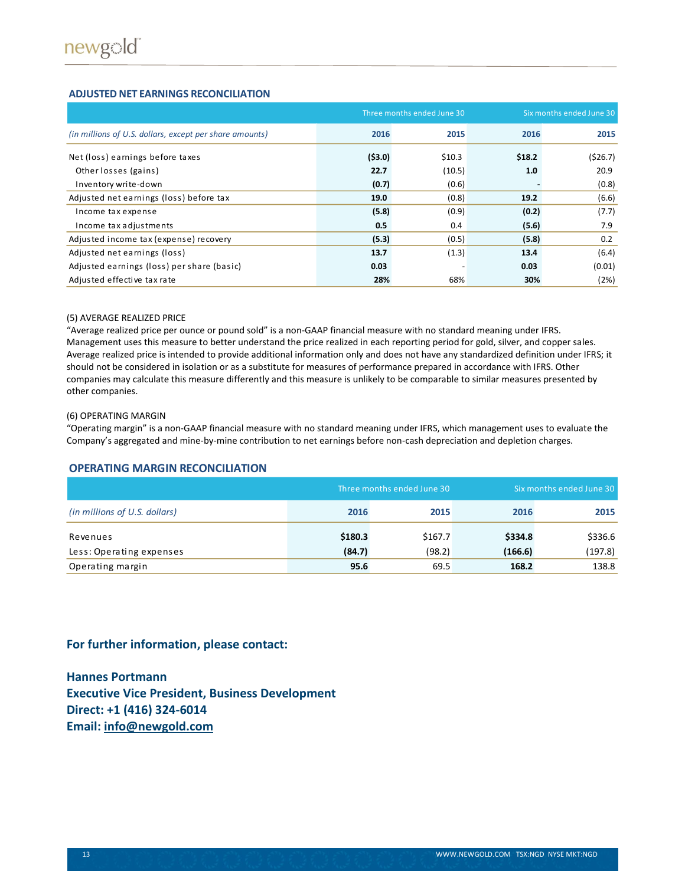## ADJUSTED NET EARNINGS RECONCILIATION

| | Three months ended June 30 | | Six months ended June 30 | |
|---|---|---|---|---|
| *(in millions of U.S. dollars, except per share amounts)* | **2016** | 2015 | **2016** | 2015 |
| Net (loss) earnings before taxes | **($3.0)** | $10.3 | **$18.2** | ($26.7) |
| Other losses (gains) | **22.7** | (10.5) | **1.0** | 20.9 |
| Inventory write-down | **(0.7)** | (0.6) | **-** | (0.8) |
| Adjusted net earnings (loss) before tax | **19.0** | (0.8) | **19.2** | (6.6) |
| Income tax expense | **(5.8)** | (0.9) | **(0.2)** | (7.7) |
| Income tax adjustments | **0.5** | 0.4 | **(5.6)** | 7.9 |
| Adjusted income tax (expense) recovery | **(5.3)** | (0.5) | **(5.8)** | 0.2 |
| Adjusted net earnings (loss) | **13.7** | (1.3) | **13.4** | (6.4) |
| Adjusted earnings (loss) per share (basic) | **0.03** | - | **0.03** | (0.01) |
| Adjusted effective tax rate | **28%** | 68% | **30%** | (2%) |

(5) AVERAGE REALIZED PRICE

"Average realized price per ounce or pound sold" is a non-GAAP financial measure with no standard meaning under IFRS. Management uses this measure to better understand the price realized in each reporting period for gold, silver, and copper sales. Average realized price is intended to provide additional information only and does not have any standardized definition under IFRS; it should not be considered in isolation or as a substitute for measures of performance prepared in accordance with IFRS. Other companies may calculate this measure differently and this measure is unlikely to be comparable to similar measures presented by other companies.

(6) OPERATING MARGIN

"Operating margin" is a non-GAAP financial measure with no standard meaning under IFRS, which management uses to evaluate the Company's aggregated and mine-by-mine contribution to net earnings before non-cash depreciation and depletion charges.

## OPERATING MARGIN RECONCILIATION

| | Three months ended June 30 | | Six months ended June 30 | |
|---|---|---|---|---|
| *(in millions of U.S. dollars)* | **2016** | 2015 | **2016** | 2015 |
| Revenues | **$180.3** | $167.7 | **$334.8** | $336.6 |
| Less: Operating expenses | **(84.7)** | (98.2) | **(166.6)** | (197.8) |
| Operating margin | **95.6** | 69.5 | **168.2** | 138.8 |

### For further information, please contact:

**Hannes Portmann**
**Executive Vice President, Business Development**
**Direct: +1 (416) 324-6014**
**Email: info@newgold.com**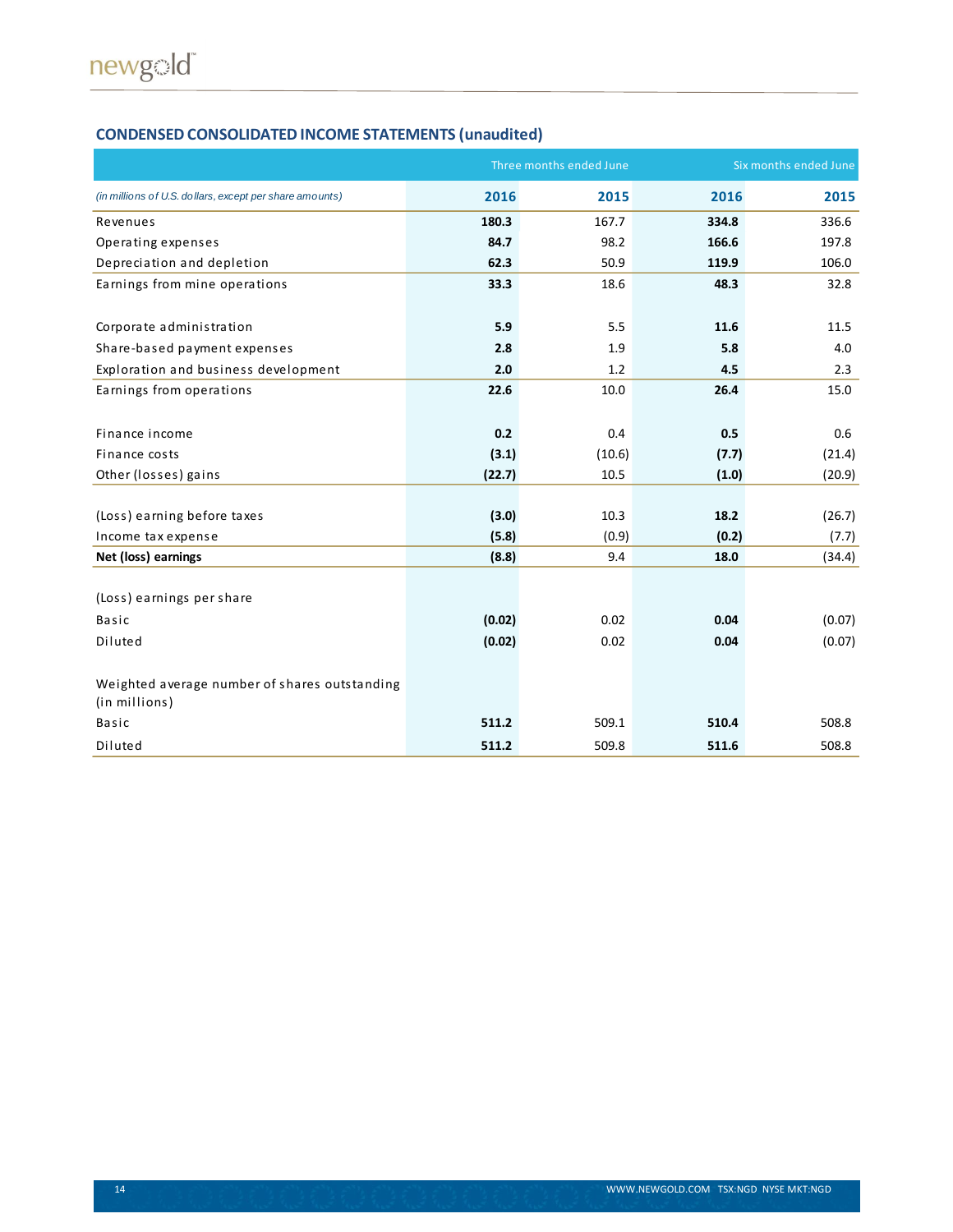## CONDENSED CONSOLIDATED INCOME STATEMENTS (unaudited)

| | Three months ended June | | Six months ended June | |
|---|---|---|---|---|
| *(in millions of U.S. dollars, except per share amounts)* | **2016** | **2015** | **2016** | **2015** |
| Revenues | **180.3** | 167.7 | **334.8** | 336.6 |
| Operating expenses | **84.7** | 98.2 | **166.6** | 197.8 |
| Depreciation and depletion | **62.3** | 50.9 | **119.9** | 106.0 |
| Earnings from mine operations | **33.3** | 18.6 | **48.3** | 32.8 |
| | | | | |
| Corporate administration | **5.9** | 5.5 | **11.6** | 11.5 |
| Share-based payment expenses | **2.8** | 1.9 | **5.8** | 4.0 |
| Exploration and business development | **2.0** | 1.2 | **4.5** | 2.3 |
| Earnings from operations | **22.6** | 10.0 | **26.4** | 15.0 |
| | | | | |
| Finance income | **0.2** | 0.4 | **0.5** | 0.6 |
| Finance costs | **(3.1)** | (10.6) | **(7.7)** | (21.4) |
| Other (losses) gains | **(22.7)** | 10.5 | **(1.0)** | (20.9) |
| | | | | |
| (Loss) earning before taxes | **(3.0)** | 10.3 | **18.2** | (26.7) |
| Income tax expense | **(5.8)** | (0.9) | **(0.2)** | (7.7) |
| **Net (loss) earnings** | **(8.8)** | 9.4 | **18.0** | (34.4) |
| | | | | |
| (Loss) earnings per share | | | | |
| Basic | **(0.02)** | 0.02 | **0.04** | (0.07) |
| Diluted | **(0.02)** | 0.02 | **0.04** | (0.07) |
| | | | | |
| Weighted average number of shares outstanding (in millions) | | | | |
| Basic | **511.2** | 509.1 | **510.4** | 508.8 |
| Diluted | **511.2** | 509.8 | **511.6** | 508.8 |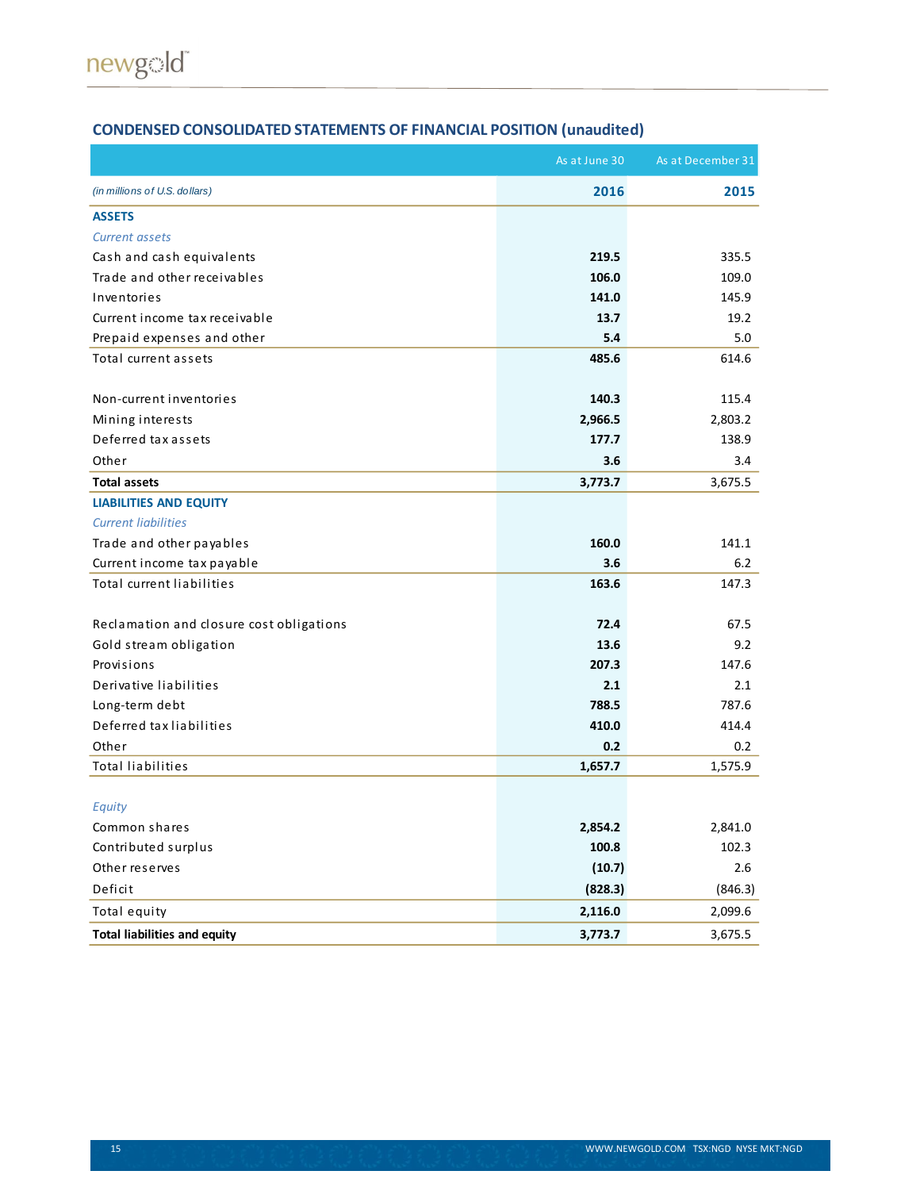## CONDENSED CONSOLIDATED STATEMENTS OF FINANCIAL POSITION (unaudited)

| | As at June 30 | As at December 31 |
|---|---|---|
| *(in millions of U.S. dollars)* | **2016** | **2015** |
| **ASSETS** | | |
| *Current assets* | | |
| Cash and cash equivalents | **219.5** | 335.5 |
| Trade and other receivables | **106.0** | 109.0 |
| Inventories | **141.0** | 145.9 |
| Current income tax receivable | **13.7** | 19.2 |
| Prepaid expenses and other | **5.4** | 5.0 |
| Total current assets | **485.6** | 614.6 |
| | | |
| Non-current inventories | **140.3** | 115.4 |
| Mining interests | **2,966.5** | 2,803.2 |
| Deferred tax assets | **177.7** | 138.9 |
| Other | **3.6** | 3.4 |
| **Total assets** | **3,773.7** | 3,675.5 |
| **LIABILITIES AND EQUITY** | | |
| *Current liabilities* | | |
| Trade and other payables | **160.0** | 141.1 |
| Current income tax payable | **3.6** | 6.2 |
| Total current liabilities | **163.6** | 147.3 |
| | | |
| Reclamation and closure cost obligations | **72.4** | 67.5 |
| Gold stream obligation | **13.6** | 9.2 |
| Provisions | **207.3** | 147.6 |
| Derivative liabilities | **2.1** | 2.1 |
| Long-term debt | **788.5** | 787.6 |
| Deferred tax liabilities | **410.0** | 414.4 |
| Other | **0.2** | 0.2 |
| Total liabilities | **1,657.7** | 1,575.9 |
| | | |
| *Equity* | | |
| Common shares | **2,854.2** | 2,841.0 |
| Contributed surplus | **100.8** | 102.3 |
| Other reserves | **(10.7)** | 2.6 |
| Deficit | **(828.3)** | (846.3) |
| Total equity | **2,116.0** | 2,099.6 |
| **Total liabilities and equity** | **3,773.7** | 3,675.5 |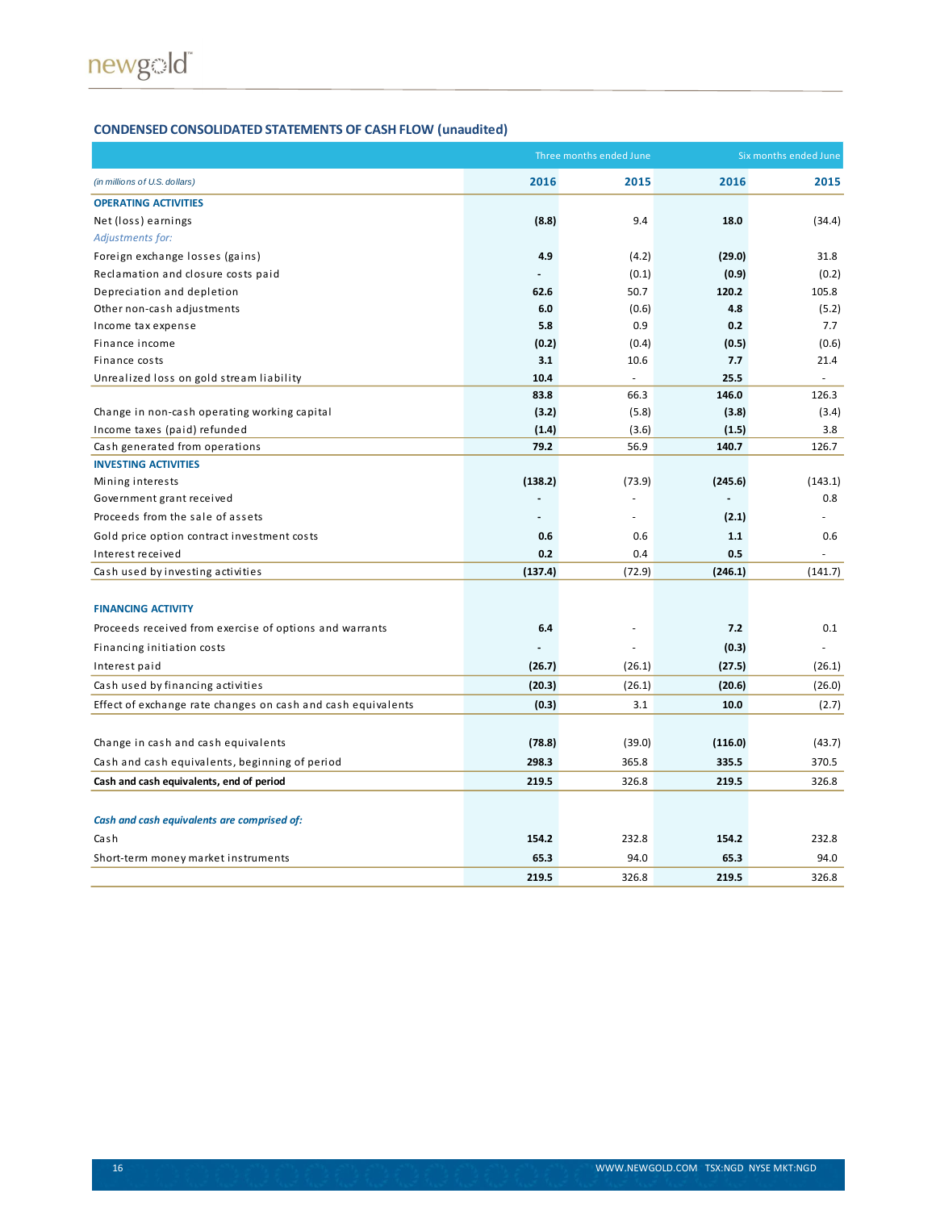## CONDENSED CONSOLIDATED STATEMENTS OF CASH FLOW (unaudited)

| | Three months ended June | | Six months ended June | |
|---|---|---|---|---|
| *(in millions of U.S. dollars)* | **2016** | **2015** | **2016** | **2015** |
| **OPERATING ACTIVITIES** | | | | |
| Net (loss) earnings | **(8.8)** | 9.4 | **18.0** | (34.4) |
| *Adjustments for:* | | | | |
| Foreign exchange losses (gains) | **4.9** | (4.2) | **(29.0)** | 31.8 |
| Reclamation and closure costs paid | **-** | (0.1) | **(0.9)** | (0.2) |
| Depreciation and depletion | **62.6** | 50.7 | **120.2** | 105.8 |
| Other non-cash adjustments | **6.0** | (0.6) | **4.8** | (5.2) |
| Income tax expense | **5.8** | 0.9 | **0.2** | 7.7 |
| Finance income | **(0.2)** | (0.4) | **(0.5)** | (0.6) |
| Finance costs | **3.1** | 10.6 | **7.7** | 21.4 |
| Unrealized loss on gold stream liability | **10.4** | - | **25.5** | - |
| | **83.8** | 66.3 | **146.0** | 126.3 |
| Change in non-cash operating working capital | **(3.2)** | (5.8) | **(3.8)** | (3.4) |
| Income taxes (paid) refunded | **(1.4)** | (3.6) | **(1.5)** | 3.8 |
| Cash generated from operations | **79.2** | 56.9 | **140.7** | 126.7 |
| **INVESTING ACTIVITIES** | | | | |
| Mining interests | **(138.2)** | (73.9) | **(245.6)** | (143.1) |
| Government grant received | **-** | - | **-** | 0.8 |
| Proceeds from the sale of assets | **-** | - | **(2.1)** | - |
| Gold price option contract investment costs | **0.6** | 0.6 | **1.1** | 0.6 |
| Interest received | **0.2** | 0.4 | **0.5** | - |
| Cash used by investing activities | **(137.4)** | (72.9) | **(246.1)** | (141.7) |
| **FINANCING ACTIVITY** | | | | |
| Proceeds received from exercise of options and warrants | **6.4** | - | **7.2** | 0.1 |
| Financing initiation costs | **-** | - | **(0.3)** | - |
| Interest paid | **(26.7)** | (26.1) | **(27.5)** | (26.1) |
| Cash used by financing activities | **(20.3)** | (26.1) | **(20.6)** | (26.0) |
| Effect of exchange rate changes on cash and cash equivalents | **(0.3)** | 3.1 | **10.0** | (2.7) |
| Change in cash and cash equivalents | **(78.8)** | (39.0) | **(116.0)** | (43.7) |
| Cash and cash equivalents, beginning of period | **298.3** | 365.8 | **335.5** | 370.5 |
| **Cash and cash equivalents, end of period** | **219.5** | 326.8 | **219.5** | 326.8 |
| ***Cash and cash equivalents are comprised of:*** | | | | |
| Cash | **154.2** | 232.8 | **154.2** | 232.8 |
| Short-term money market instruments | **65.3** | 94.0 | **65.3** | 94.0 |
| | **219.5** | 326.8 | **219.5** | 326.8 |